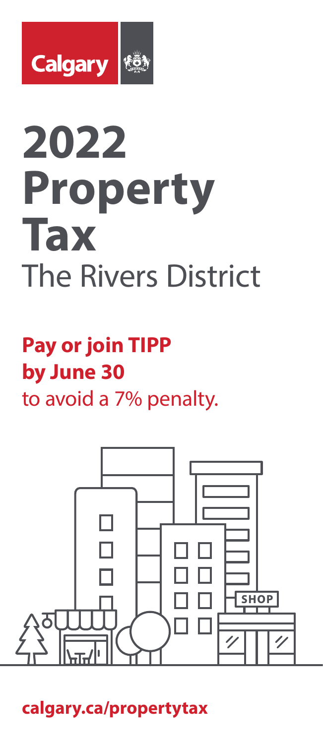Calgary

# 2022 Property Tax

## The Rivers District

**Pay or join TIPP by June 30** to avoid a 7% penalty.

SHOP

**calgary.ca/propertytax**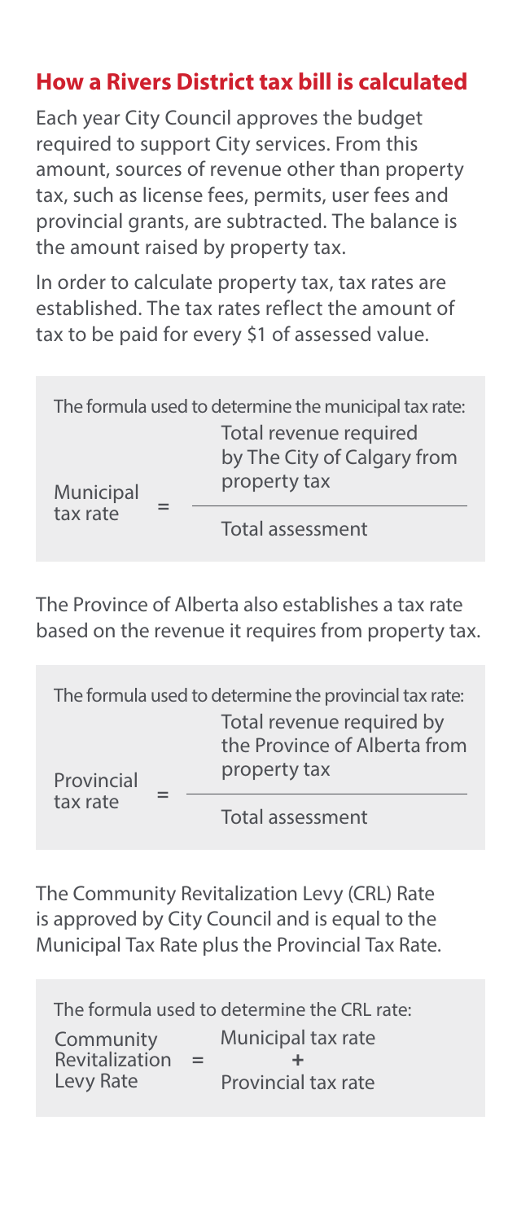## How a Rivers District tax bill is calculated

Each year City Council approves the budget required to support City services. From this amount, sources of revenue other than property tax, such as license fees, permits, user fees and provincial grants, are subtracted. The balance is the amount raised by property tax.

In order to calculate property tax, tax rates are established. The tax rates reflect the amount of tax to be paid for every $1 of assessed value.

The formula used to determine the municipal tax rate:

$$\text{Municipal tax rate} = \frac{\text{Total revenue required by The City of Calgary from property tax}}{\text{Total assessment}}$$

The Province of Alberta also establishes a tax rate based on the revenue it requires from property tax.

The formula used to determine the provincial tax rate:

$$\text{Provincial tax rate} = \frac{\text{Total revenue required by the Province of Alberta from property tax}}{\text{Total assessment}}$$

The Community Revitalization Levy (CRL) Rate is approved by City Council and is equal to the Municipal Tax Rate plus the Provincial Tax Rate.

The formula used to determine the CRL rate:

$$\text{Community Revitalization Levy Rate} = \text{Municipal tax rate} + \text{Provincial tax rate}$$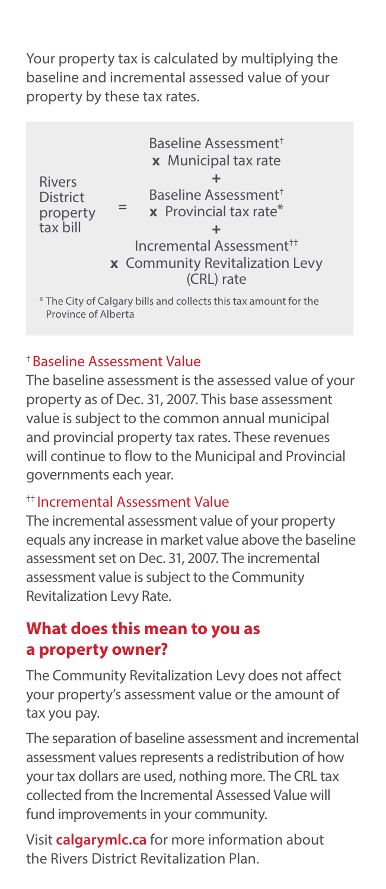Your property tax is calculated by multiplying the baseline and incremental assessed value of your property by these tax rates.

Rivers District property tax bill =

Baseline Assessment[†]  
**x** Municipal tax rate  
\+  
Baseline Assessment[†]  
**x** Provincial tax rate*  
\+  
Incremental Assessment[††]  
**x** Community Revitalization Levy (CRL) rate

\* The City of Calgary bills and collects this tax amount for the Province of Alberta

### [†] Baseline Assessment Value

The baseline assessment is the assessed value of your property as of Dec. 31, 2007. This base assessment value is subject to the common annual municipal and provincial property tax rates. These revenues will continue to flow to the Municipal and Provincial governments each year.

### [††] Incremental Assessment Value

The incremental assessment value of your property equals any increase in market value above the baseline assessment set on Dec. 31, 2007. The incremental assessment value is subject to the Community Revitalization Levy Rate.

## What does this mean to you as a property owner?

The Community Revitalization Levy does not affect your property's assessment value or the amount of tax you pay.

The separation of baseline assessment and incremental assessment values represents a redistribution of how your tax dollars are used, nothing more. The CRL tax collected from the Incremental Assessed Value will fund improvements in your community.

Visit **calgarymlc.ca** for more information about the Rivers District Revitalization Plan.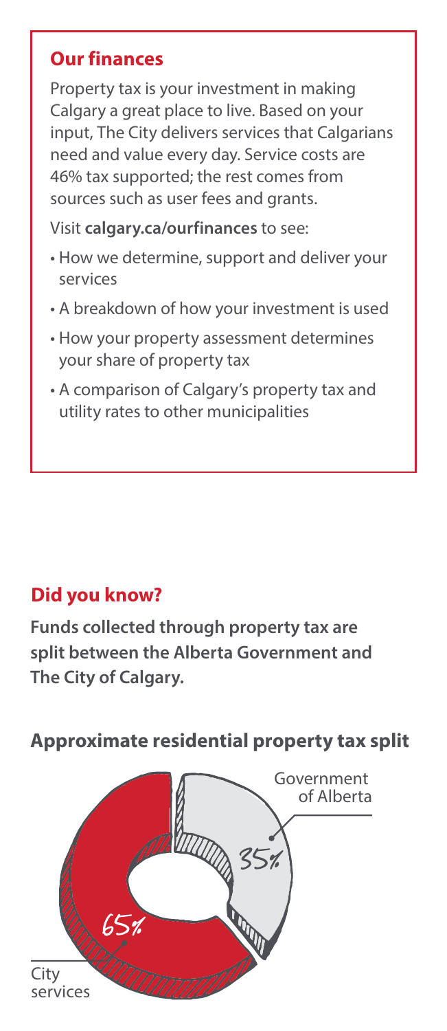## Our finances

Property tax is your investment in making Calgary a great place to live. Based on your input, The City delivers services that Calgarians need and value every day. Service costs are 46% tax supported; the rest comes from sources such as user fees and grants.

Visit **calgary.ca/ourfinances** to see:

- How we determine, support and deliver your services
- A breakdown of how your investment is used
- How your property assessment determines your share of property tax
- A comparison of Calgary's property tax and utility rates to other municipalities

## Did you know?

**Funds collected through property tax are split between the Alberta Government and The City of Calgary.**

### Approximate residential property tax split

Government of Alberta 35%

City services 65%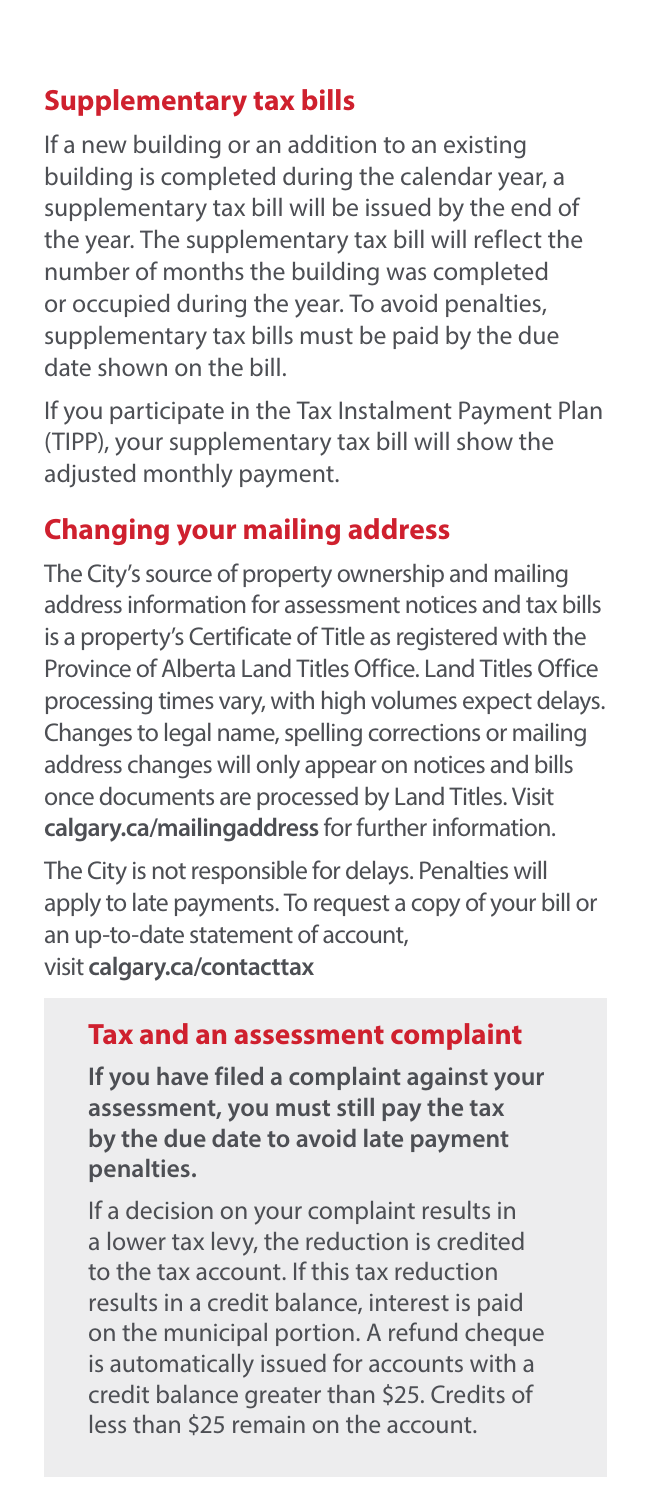## Supplementary tax bills

If a new building or an addition to an existing building is completed during the calendar year, a supplementary tax bill will be issued by the end of the year. The supplementary tax bill will reflect the number of months the building was completed or occupied during the year. To avoid penalties, supplementary tax bills must be paid by the due date shown on the bill.

If you participate in the Tax Instalment Payment Plan (TIPP), your supplementary tax bill will show the adjusted monthly payment.

## Changing your mailing address

The City's source of property ownership and mailing address information for assessment notices and tax bills is a property's Certificate of Title as registered with the Province of Alberta Land Titles Office. Land Titles Office processing times vary, with high volumes expect delays. Changes to legal name, spelling corrections or mailing address changes will only appear on notices and bills once documents are processed by Land Titles. Visit **calgary.ca/mailingaddress** for further information.

The City is not responsible for delays. Penalties will apply to late payments. To request a copy of your bill or an up-to-date statement of account, visit **calgary.ca/contacttax**

### Tax and an assessment complaint

**If you have filed a complaint against your assessment, you must still pay the tax by the due date to avoid late payment penalties.**

If a decision on your complaint results in a lower tax levy, the reduction is credited to the tax account. If this tax reduction results in a credit balance, interest is paid on the municipal portion. A refund cheque is automatically issued for accounts with a credit balance greater than $25. Credits of less than $25 remain on the account.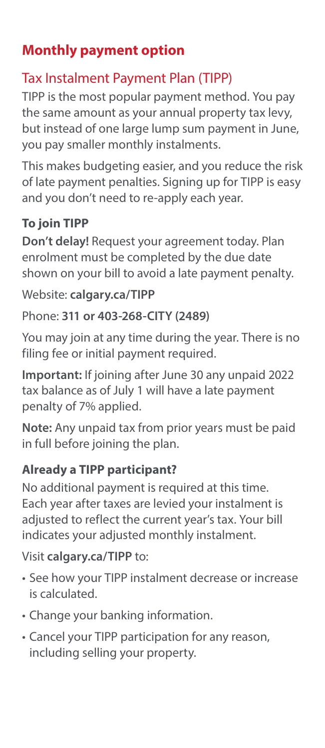## Monthly payment option

### Tax Instalment Payment Plan (TIPP)

TIPP is the most popular payment method. You pay the same amount as your annual property tax levy, but instead of one large lump sum payment in June, you pay smaller monthly instalments.

This makes budgeting easier, and you reduce the risk of late payment penalties. Signing up for TIPP is easy and you don't need to re-apply each year.

#### To join TIPP

**Don't delay!** Request your agreement today. Plan enrolment must be completed by the due date shown on your bill to avoid a late payment penalty.

Website: **calgary.ca/TIPP**

Phone: **311 or 403-268-CITY (2489)**

You may join at any time during the year. There is no filing fee or initial payment required.

**Important:** If joining after June 30 any unpaid 2022 tax balance as of July 1 will have a late payment penalty of 7% applied.

**Note:** Any unpaid tax from prior years must be paid in full before joining the plan.

#### Already a TIPP participant?

No additional payment is required at this time. Each year after taxes are levied your instalment is adjusted to reflect the current year's tax. Your bill indicates your adjusted monthly instalment.

Visit **calgary.ca/TIPP** to:

- See how your TIPP instalment decrease or increase is calculated.
- Change your banking information.
- Cancel your TIPP participation for any reason, including selling your property.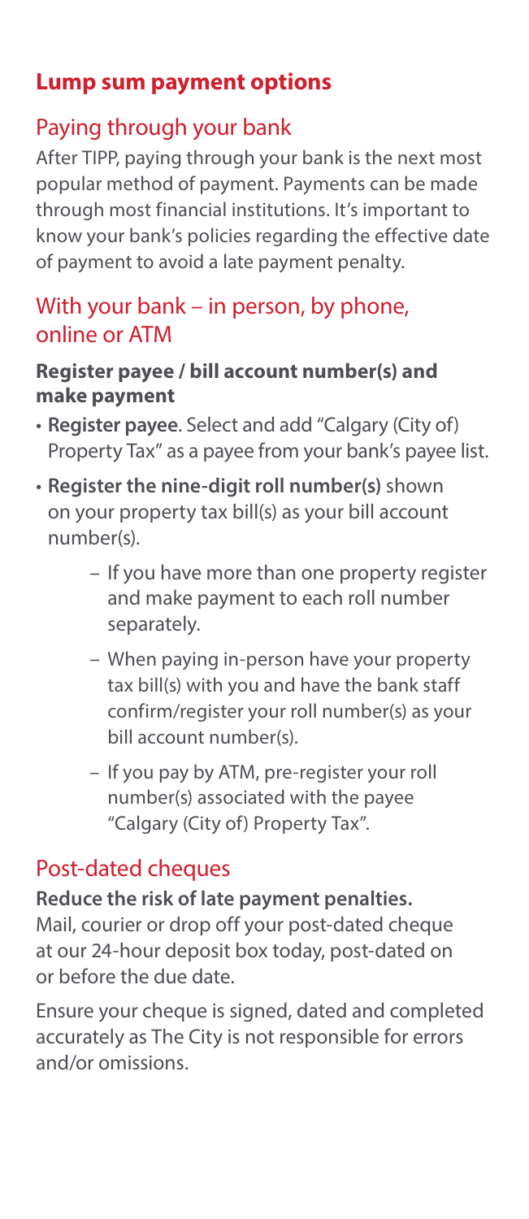## Lump sum payment options

### Paying through your bank

After TIPP, paying through your bank is the next most popular method of payment. Payments can be made through most financial institutions. It's important to know your bank's policies regarding the effective date of payment to avoid a late payment penalty.

### With your bank – in person, by phone, online or ATM

**Register payee / bill account number(s) and make payment**

- **Register payee**. Select and add "Calgary (City of) Property Tax" as a payee from your bank's payee list.
- **Register the nine-digit roll number(s)** shown on your property tax bill(s) as your bill account number(s).
  - If you have more than one property register and make payment to each roll number separately.
  - When paying in-person have your property tax bill(s) with you and have the bank staff confirm/register your roll number(s) as your bill account number(s).
  - If you pay by ATM, pre-register your roll number(s) associated with the payee "Calgary (City of) Property Tax".

### Post-dated cheques

**Reduce the risk of late payment penalties.** Mail, courier or drop off your post-dated cheque at our 24-hour deposit box today, post-dated on or before the due date.

Ensure your cheque is signed, dated and completed accurately as The City is not responsible for errors and/or omissions.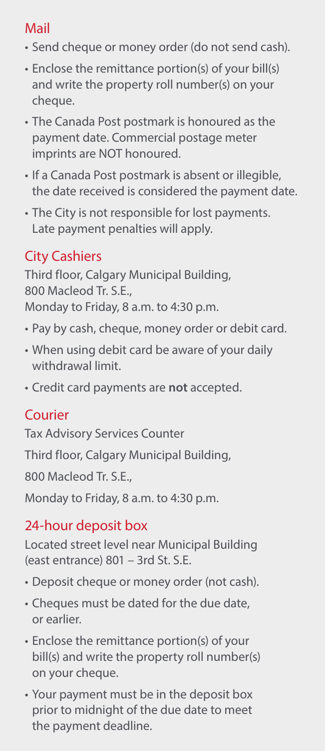## Mail

- Send cheque or money order (do not send cash).
- Enclose the remittance portion(s) of your bill(s) and write the property roll number(s) on your cheque.
- The Canada Post postmark is honoured as the payment date. Commercial postage meter imprints are NOT honoured.
- If a Canada Post postmark is absent or illegible, the date received is considered the payment date.
- The City is not responsible for lost payments. Late payment penalties will apply.

## City Cashiers

Third floor, Calgary Municipal Building,
800 Macleod Tr. S.E.,
Monday to Friday, 8 a.m. to 4:30 p.m.

- Pay by cash, cheque, money order or debit card.
- When using debit card be aware of your daily withdrawal limit.
- Credit card payments are **not** accepted.

## Courier

Tax Advisory Services Counter

Third floor, Calgary Municipal Building,

800 Macleod Tr. S.E.,

Monday to Friday, 8 a.m. to 4:30 p.m.

## 24-hour deposit box

Located street level near Municipal Building (east entrance) 801 – 3rd St. S.E.

- Deposit cheque or money order (not cash).
- Cheques must be dated for the due date, or earlier.
- Enclose the remittance portion(s) of your bill(s) and write the property roll number(s) on your cheque.
- Your payment must be in the deposit box prior to midnight of the due date to meet the payment deadline.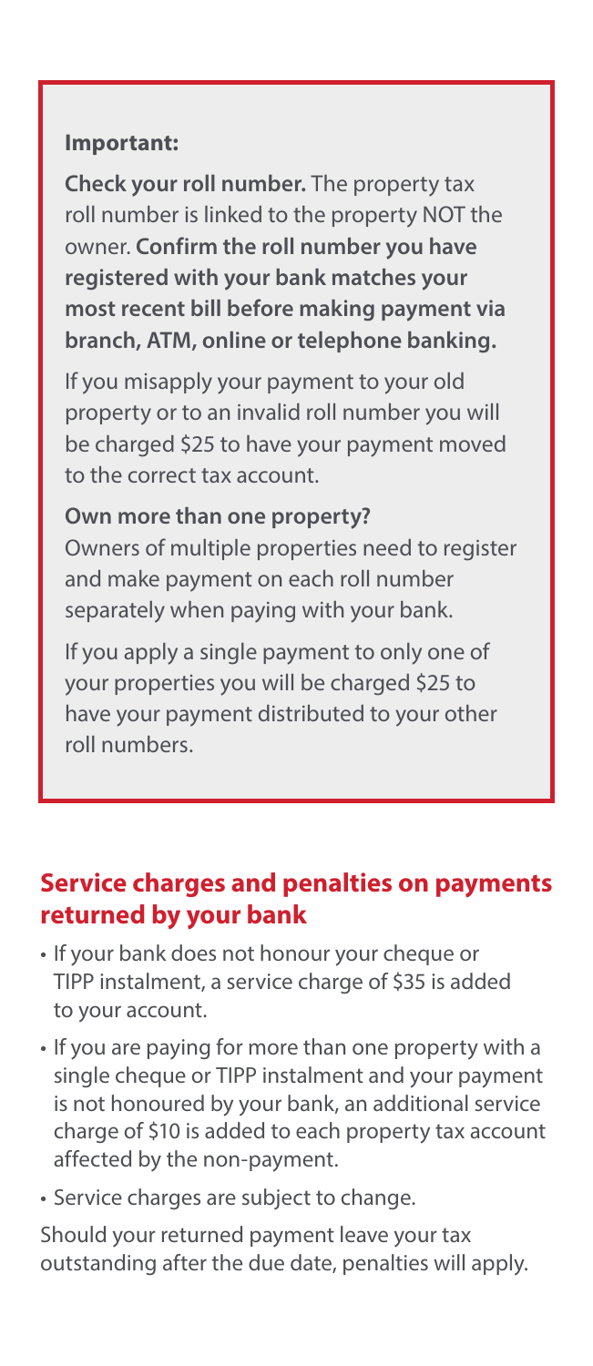**Important:**

**Check your roll number.** The property tax roll number is linked to the property NOT the owner. **Confirm the roll number you have registered with your bank matches your most recent bill before making payment via branch, ATM, online or telephone banking.**

If you misapply your payment to your old property or to an invalid roll number you will be charged $25 to have your payment moved to the correct tax account.

**Own more than one property?**
Owners of multiple properties need to register and make payment on each roll number separately when paying with your bank.

If you apply a single payment to only one of your properties you will be charged $25 to have your payment distributed to your other roll numbers.

## Service charges and penalties on payments returned by your bank

- If your bank does not honour your cheque or TIPP instalment, a service charge of $35 is added to your account.
- If you are paying for more than one property with a single cheque or TIPP instalment and your payment is not honoured by your bank, an additional service charge of $10 is added to each property tax account affected by the non-payment.
- Service charges are subject to change.

Should your returned payment leave your tax outstanding after the due date, penalties will apply.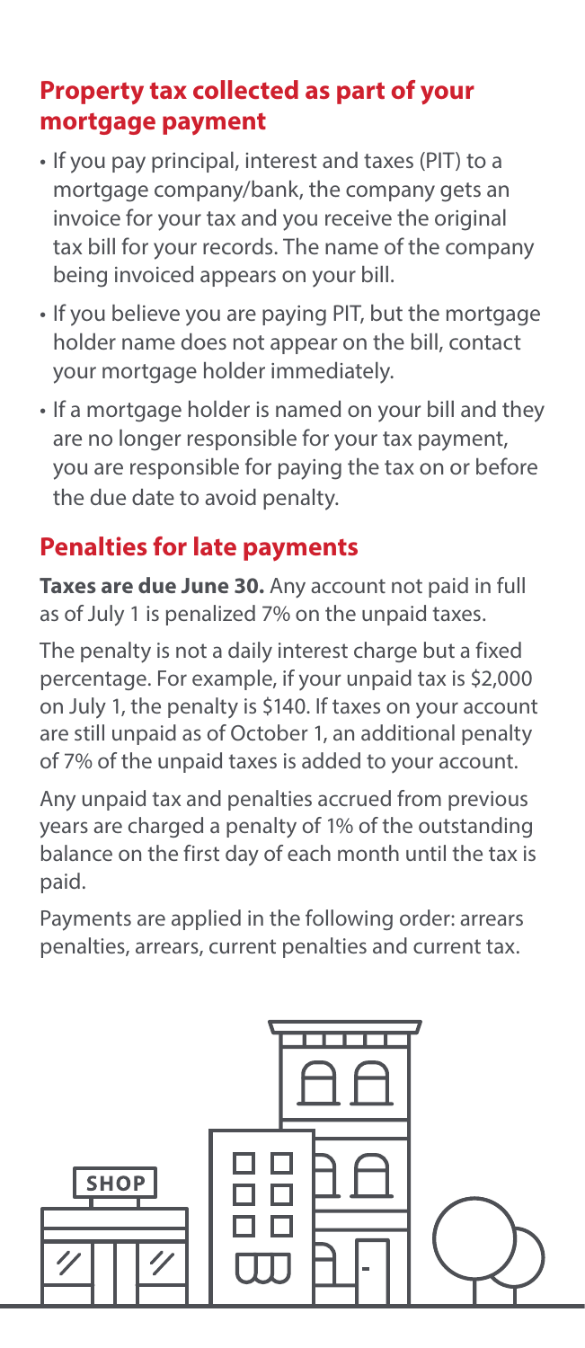## Property tax collected as part of your mortgage payment

- If you pay principal, interest and taxes (PIT) to a mortgage company/bank, the company gets an invoice for your tax and you receive the original tax bill for your records. The name of the company being invoiced appears on your bill.
- If you believe you are paying PIT, but the mortgage holder name does not appear on the bill, contact your mortgage holder immediately.
- If a mortgage holder is named on your bill and they are no longer responsible for your tax payment, you are responsible for paying the tax on or before the due date to avoid penalty.

## Penalties for late payments

**Taxes are due June 30.** Any account not paid in full as of July 1 is penalized 7% on the unpaid taxes.

The penalty is not a daily interest charge but a fixed percentage. For example, if your unpaid tax is $2,000 on July 1, the penalty is $140. If taxes on your account are still unpaid as of October 1, an additional penalty of 7% of the unpaid taxes is added to your account.

Any unpaid tax and penalties accrued from previous years are charged a penalty of 1% of the outstanding balance on the first day of each month until the tax is paid.

Payments are applied in the following order: arrears penalties, arrears, current penalties and current tax.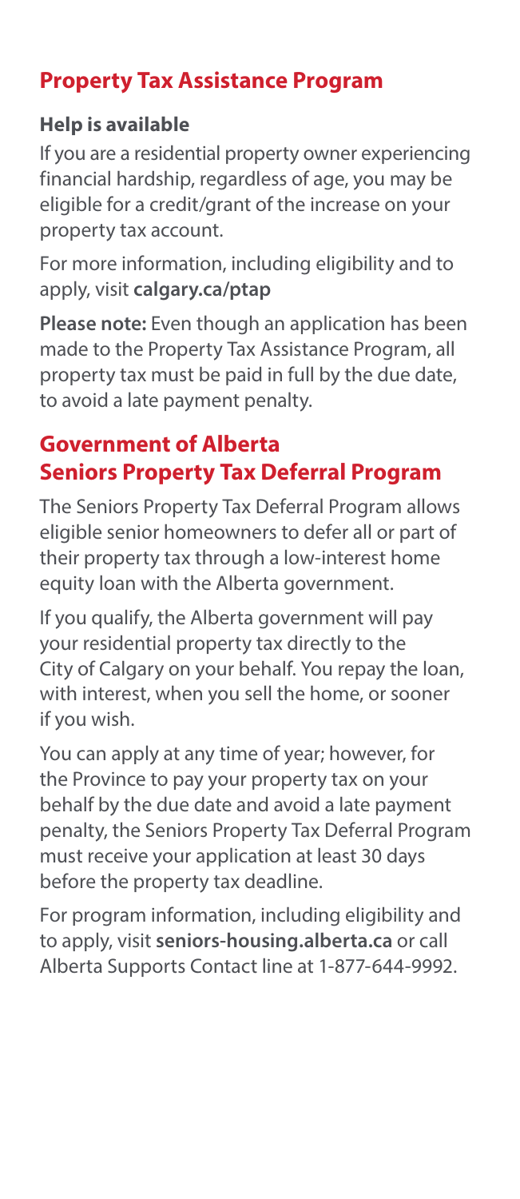## Property Tax Assistance Program

### Help is available

If you are a residential property owner experiencing financial hardship, regardless of age, you may be eligible for a credit/grant of the increase on your property tax account.

For more information, including eligibility and to apply, visit **calgary.ca/ptap**

**Please note:** Even though an application has been made to the Property Tax Assistance Program, all property tax must be paid in full by the due date, to avoid a late payment penalty.

## Government of Alberta Seniors Property Tax Deferral Program

The Seniors Property Tax Deferral Program allows eligible senior homeowners to defer all or part of their property tax through a low-interest home equity loan with the Alberta government.

If you qualify, the Alberta government will pay your residential property tax directly to the City of Calgary on your behalf. You repay the loan, with interest, when you sell the home, or sooner if you wish.

You can apply at any time of year; however, for the Province to pay your property tax on your behalf by the due date and avoid a late payment penalty, the Seniors Property Tax Deferral Program must receive your application at least 30 days before the property tax deadline.

For program information, including eligibility and to apply, visit **seniors-housing.alberta.ca** or call Alberta Supports Contact line at 1-877-644-9992.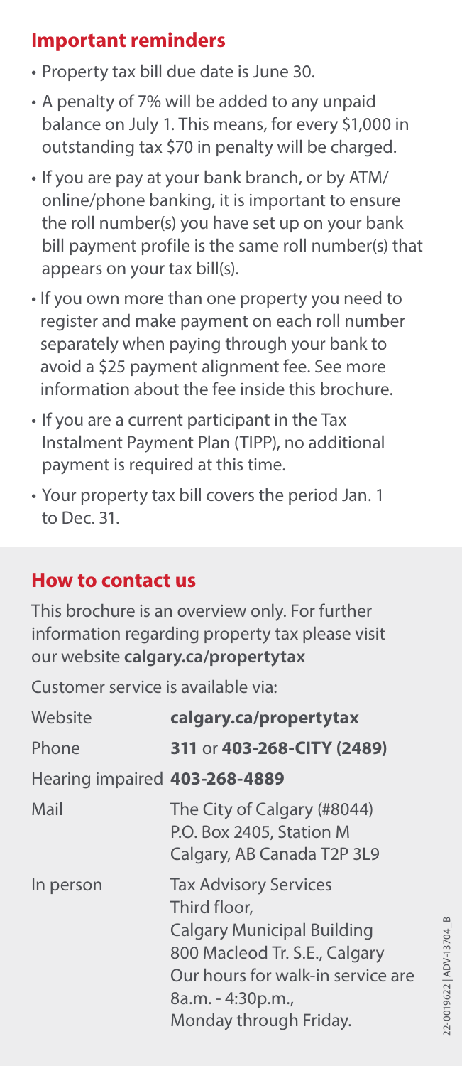## Important reminders

- Property tax bill due date is June 30.
- A penalty of 7% will be added to any unpaid balance on July 1. This means, for every $1,000 in outstanding tax $70 in penalty will be charged.
- If you are pay at your bank branch, or by ATM/ online/phone banking, it is important to ensure the roll number(s) you have set up on your bank bill payment profile is the same roll number(s) that appears on your tax bill(s).
- If you own more than one property you need to register and make payment on each roll number separately when paying through your bank to avoid a $25 payment alignment fee. See more information about the fee inside this brochure.
- If you are a current participant in the Tax Instalment Payment Plan (TIPP), no additional payment is required at this time.
- Your property tax bill covers the period Jan. 1 to Dec. 31.

## How to contact us

This brochure is an overview only. For further information regarding property tax please visit our website **calgary.ca/propertytax**

Customer service is available via:

| | |
|---|---|
| Website | **calgary.ca/propertytax** |
| Phone | **311** or **403-268-CITY (2489)** |
| Hearing impaired | **403-268-4889** |
| Mail | The City of Calgary (#8044)<br>P.O. Box 2405, Station M<br>Calgary, AB Canada T2P 3L9 |
| In person | Tax Advisory Services<br>Third floor,<br>Calgary Municipal Building<br>800 Macleod Tr. S.E., Calgary<br>Our hours for walk-in service are 8a.m. - 4:30p.m.,<br>Monday through Friday. |

22-0019622 | ADV-13704_B